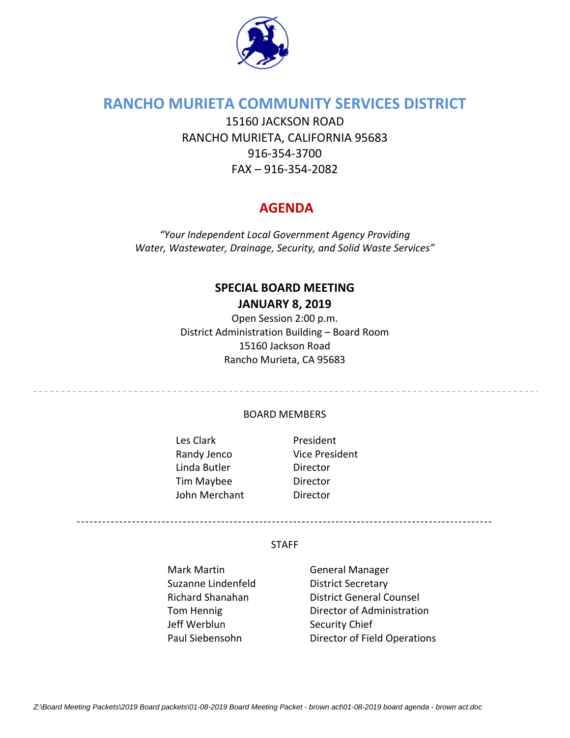# RANCHO MURIETA COMMUNITY SERVICES DISTRICT

15160 JACKSON ROAD
RANCHO MURIETA, CALIFORNIA 95683
916-354-3700
FAX – 916-354-2082

## AGENDA

*"Your Independent Local Government Agency Providing Water, Wastewater, Drainage, Security, and Solid Waste Services"*

### SPECIAL BOARD MEETING
### JANUARY 8, 2019

Open Session 2:00 p.m.
District Administration Building – Board Room
15160 Jackson Road
Rancho Murieta, CA 95683

---

BOARD MEMBERS

| | |
|---|---|
| Les Clark | President |
| Randy Jenco | Vice President |
| Linda Butler | Director |
| Tim Maybee | Director |
| John Merchant | Director |

---

STAFF

| | |
|---|---|
| Mark Martin | General Manager |
| Suzanne Lindenfeld | District Secretary |
| Richard Shanahan | District General Counsel |
| Tom Hennig | Director of Administration |
| Jeff Werblun | Security Chief |
| Paul Siebensohn | Director of Field Operations |

Z:\Board Meeting Packets\2019 Board packets\01-08-2019 Board Meeting Packet - brown act\01-08-2019 board agenda - brown act.doc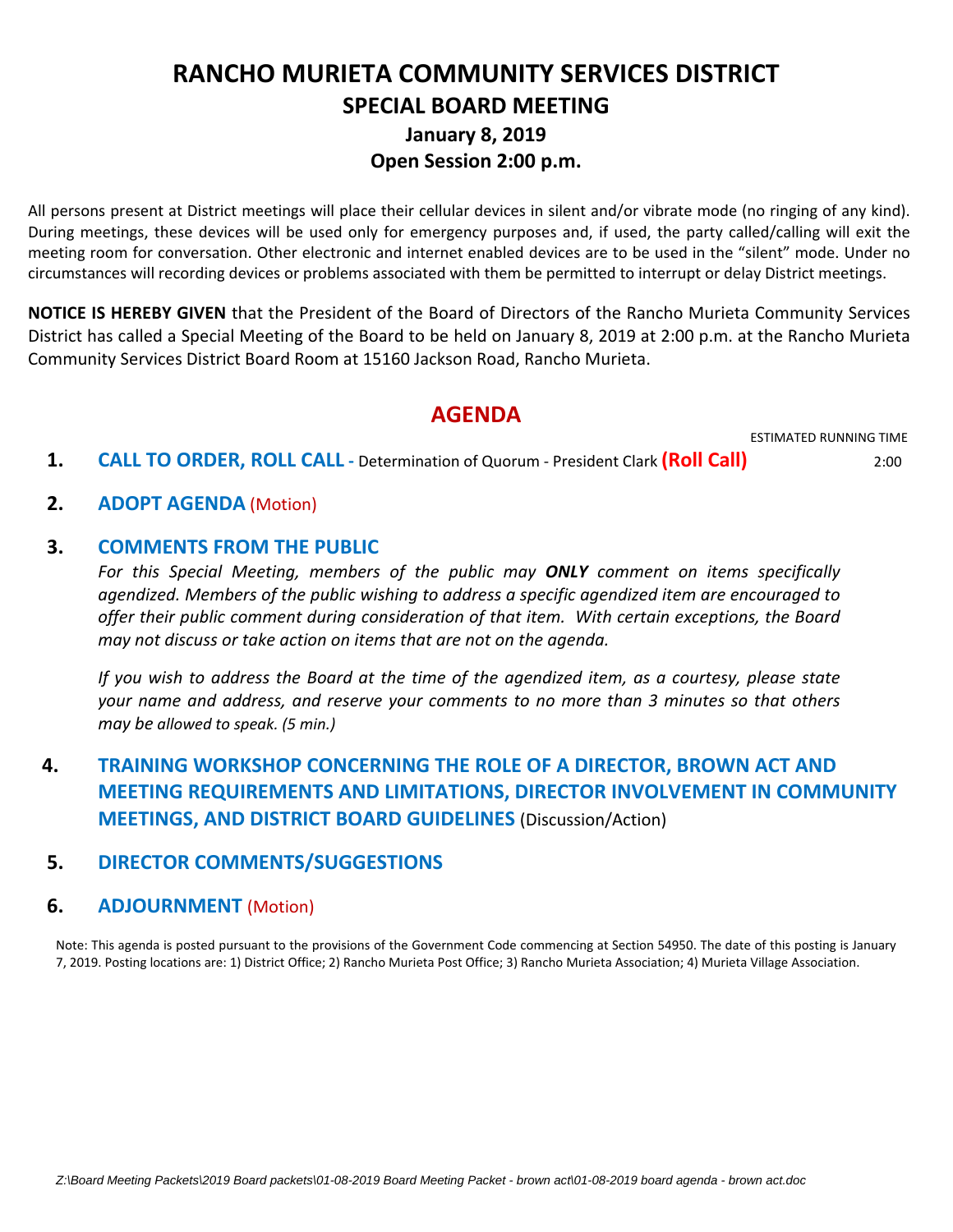# RANCHO MURIETA COMMUNITY SERVICES DISTRICT

## SPECIAL BOARD MEETING

### January 8, 2019

### Open Session 2:00 p.m.

All persons present at District meetings will place their cellular devices in silent and/or vibrate mode (no ringing of any kind). During meetings, these devices will be used only for emergency purposes and, if used, the party called/calling will exit the meeting room for conversation. Other electronic and internet enabled devices are to be used in the "silent" mode. Under no circumstances will recording devices or problems associated with them be permitted to interrupt or delay District meetings.

**NOTICE IS HEREBY GIVEN** that the President of the Board of Directors of the Rancho Murieta Community Services District has called a Special Meeting of the Board to be held on January 8, 2019 at 2:00 p.m. at the Rancho Murieta Community Services District Board Room at 15160 Jackson Road, Rancho Murieta.

## AGENDA

ESTIMATED RUNNING TIME

**1. CALL TO ORDER, ROLL CALL** - Determination of Quorum - President Clark **(Roll Call)** 2:00

**2. ADOPT AGENDA** (Motion)

**3. COMMENTS FROM THE PUBLIC**

*For this Special Meeting, members of the public may **ONLY** comment on items specifically agendized. Members of the public wishing to address a specific agendized item are encouraged to offer their public comment during consideration of that item. With certain exceptions, the Board may not discuss or take action on items that are not on the agenda.*

*If you wish to address the Board at the time of the agendized item, as a courtesy, please state your name and address, and reserve your comments to no more than 3 minutes so that others may be allowed to speak. (5 min.)*

**4. TRAINING WORKSHOP CONCERNING THE ROLE OF A DIRECTOR, BROWN ACT AND MEETING REQUIREMENTS AND LIMITATIONS, DIRECTOR INVOLVEMENT IN COMMUNITY MEETINGS, AND DISTRICT BOARD GUIDELINES** (Discussion/Action)

**5. DIRECTOR COMMENTS/SUGGESTIONS**

**6. ADJOURNMENT** (Motion)

Note: This agenda is posted pursuant to the provisions of the Government Code commencing at Section 54950. The date of this posting is January 7, 2019. Posting locations are: 1) District Office; 2) Rancho Murieta Post Office; 3) Rancho Murieta Association; 4) Murieta Village Association.

*Z:\Board Meeting Packets\2019 Board packets\01-08-2019 Board Meeting Packet - brown act\01-08-2019 board agenda - brown act.doc*